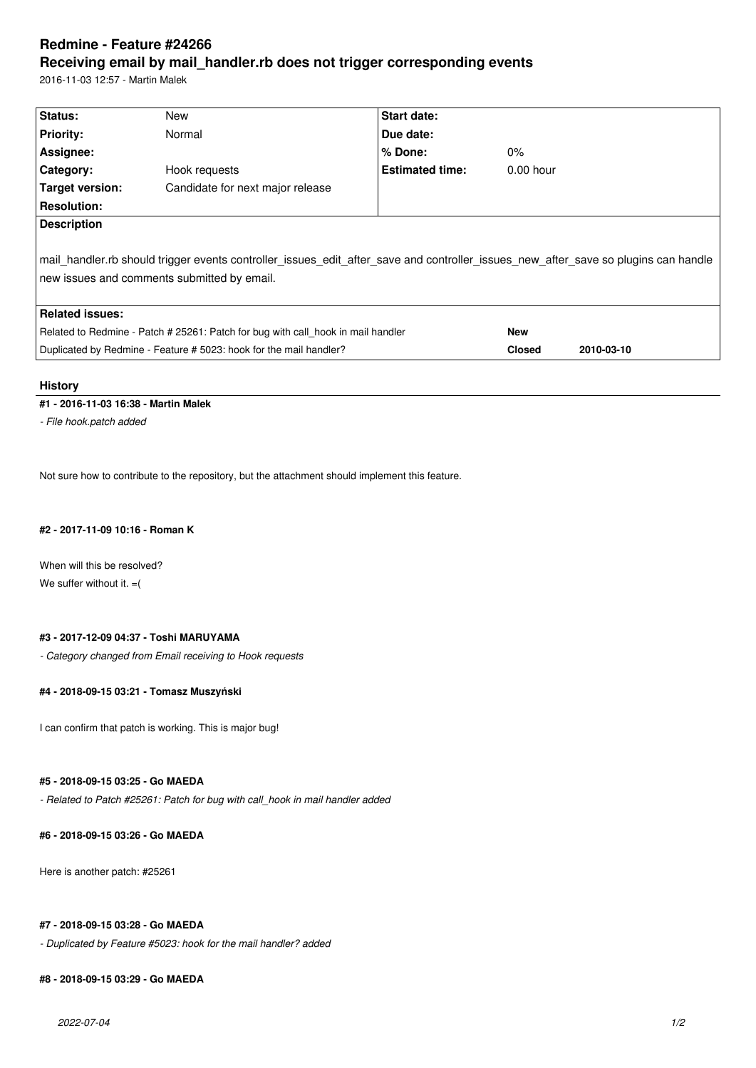# Redmine - Feature #24266

## Receiving email by mail_handler.rb does not trigger corresponding events

2016-11-03 12:57 - Martin Malek

| Status: | New | Start date: | |
|---|---|---|---|
| Priority: | Normal | Due date: | |
| Assignee: | | % Done: | 0% |
| Category: | Hook requests | Estimated time: | 0.00 hour |
| Target version: | Candidate for next major release | | |
| Resolution: | | | |

**Description**

mail_handler.rb should trigger events controller_issues_edit_after_save and controller_issues_new_after_save so plugins can handle new issues and comments submitted by email.

**Related issues:**

| | | |
|---|---|---|
| Related to Redmine - Patch # 25261: Patch for bug with call_hook in mail handler | **New** | |
| Duplicated by Redmine - Feature # 5023: hook for the mail handler? | **Closed** | **2010-03-10** |

### History

#### #1 - 2016-11-03 16:38 - Martin Malek

*- File hook.patch added*

Not sure how to contribute to the repository, but the attachment should implement this feature.

#### #2 - 2017-11-09 10:16 - Roman K

When will this be resolved?
We suffer without it. =(

#### #3 - 2017-12-09 04:37 - Toshi MARUYAMA

*- Category changed from Email receiving to Hook requests*

#### #4 - 2018-09-15 03:21 - Tomasz Muszyński

I can confirm that patch is working. This is major bug!

#### #5 - 2018-09-15 03:25 - Go MAEDA

*- Related to Patch #25261: Patch for bug with call_hook in mail handler added*

#### #6 - 2018-09-15 03:26 - Go MAEDA

Here is another patch: #25261

#### #7 - 2018-09-15 03:28 - Go MAEDA

*- Duplicated by Feature #5023: hook for the mail handler? added*

#### #8 - 2018-09-15 03:29 - Go MAEDA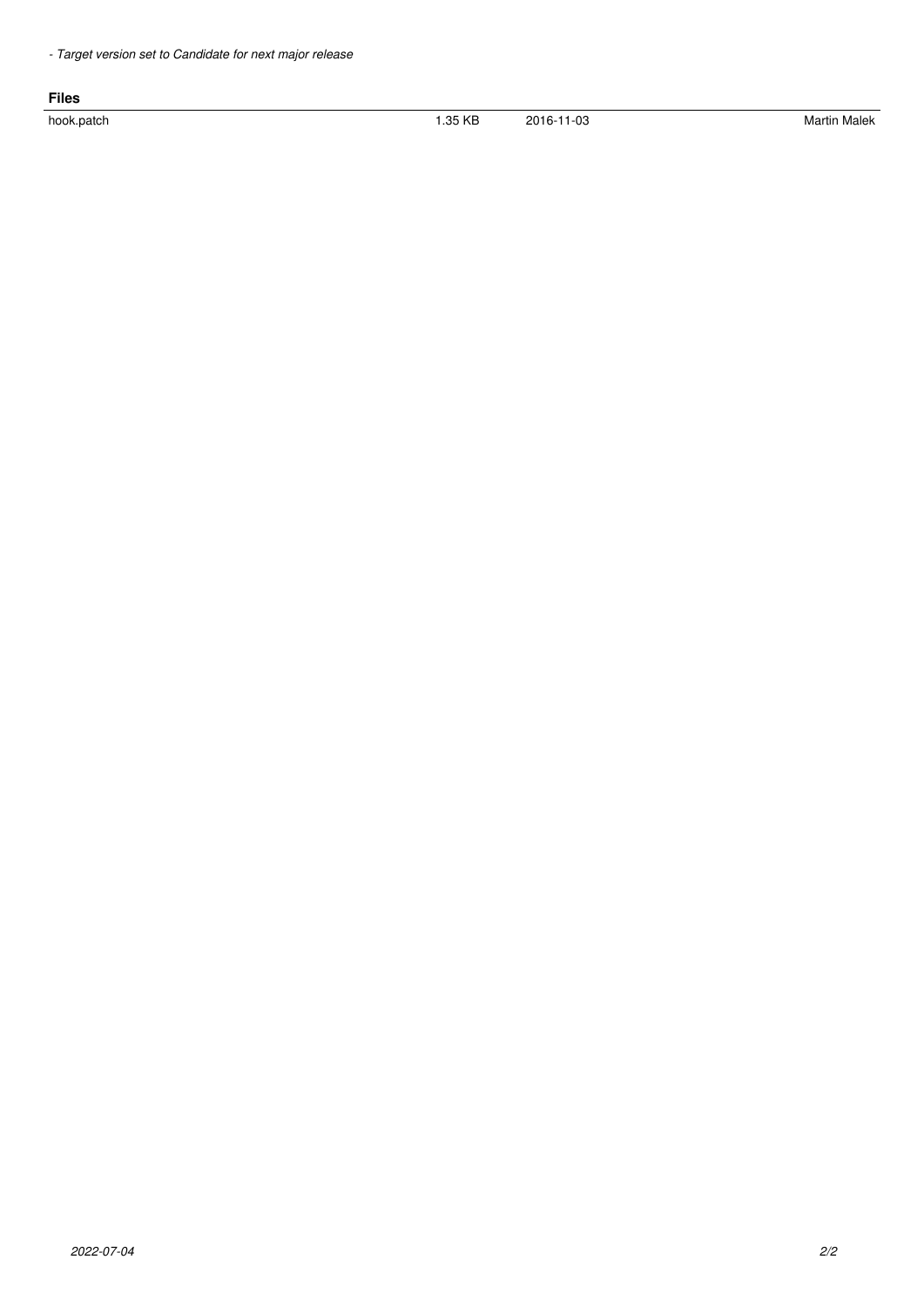*- Target version set to Candidate for next major release*

**Files**

| | | | |
|---|---|---|---|
| hook.patch | 1.35 KB | 2016-11-03 | Martin Malek |